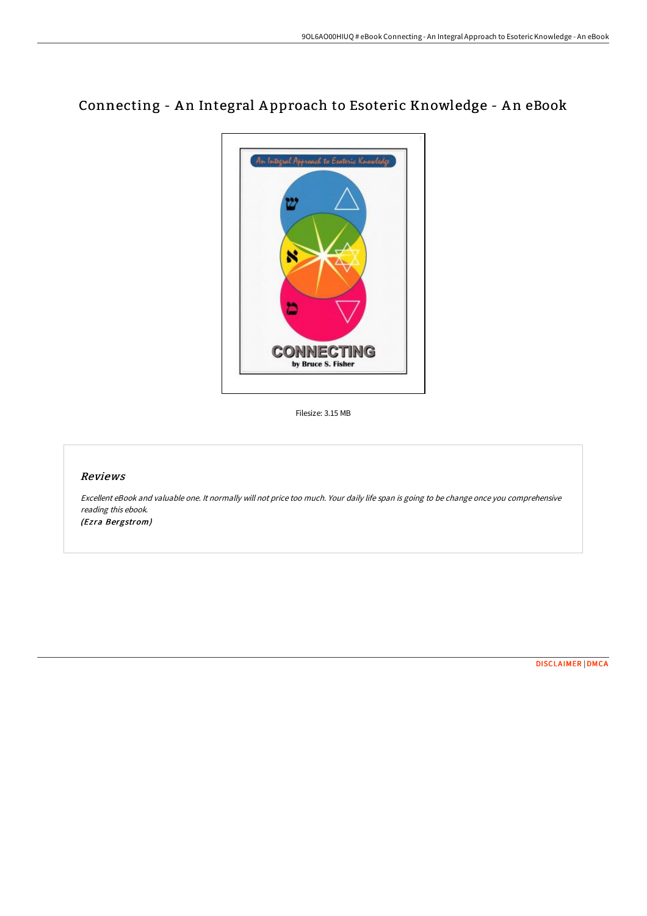# Connecting - An Integral Approach to Esoteric Knowledge - An eBook

Filesize: 3.15 MB

## *Reviews*

*Excellent eBook and valuable one. It normally will not price too much. Your daily life span is going to be change once you comprehensive reading this ebook.*
*(Ezra Bergstrom)*

DISCLAIMER | DMCA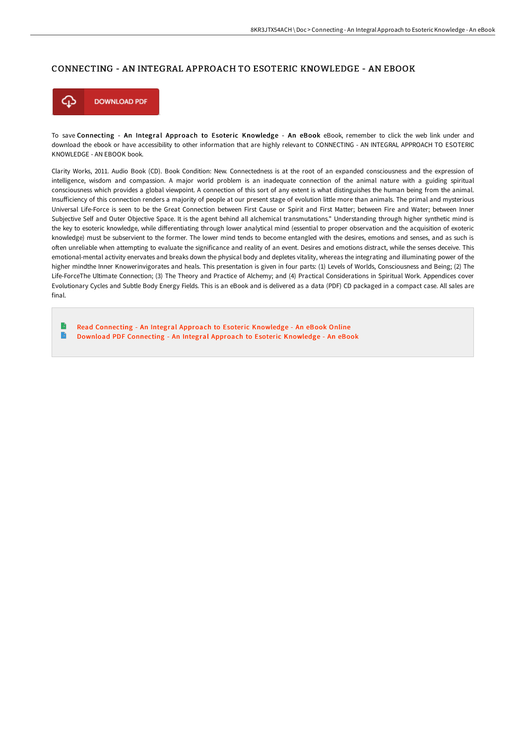## CONNECTING - AN INTEGRAL APPROACH TO ESOTERIC KNOWLEDGE - AN EBOOK

DOWNLOAD PDF

To save **Connecting - An Integral Approach to Esoteric Knowledge - An eBook** eBook, remember to click the web link under and download the ebook or have accessibility to other information that are highly relevant to CONNECTING - AN INTEGRAL APPROACH TO ESOTERIC KNOWLEDGE - AN EBOOK book.

Clarity Works, 2011. Audio Book (CD). Book Condition: New. Connectedness is at the root of an expanded consciousness and the expression of intelligence, wisdom and compassion. A major world problem is an inadequate connection of the animal nature with a guiding spiritual consciousness which provides a global viewpoint. A connection of this sort of any extent is what distinguishes the human being from the animal. Insufficiency of this connection renders a majority of people at our present stage of evolution little more than animals. The primal and mysterious Universal Life-Force is seen to be the Great Connection between First Cause or Spirit and First Matter; between Fire and Water; between Inner Subjective Self and Outer Objective Space. It is the agent behind all alchemical transmutations." Understanding through higher synthetic mind is the key to esoteric knowledge, while differentiating through lower analytical mind (essential to proper observation and the acquisition of exoteric knowledge) must be subservient to the former. The lower mind tends to become entangled with the desires, emotions and senses, and as such is often unreliable when attempting to evaluate the significance and reality of an event. Desires and emotions distract, while the senses deceive. This emotional-mental activity enervates and breaks down the physical body and depletes vitality, whereas the integrating and illuminating power of the higher mindthe Inner Knowerinvigorates and heals. This presentation is given in four parts: (1) Levels of Worlds, Consciousness and Being; (2) The Life-ForceThe Ultimate Connection; (3) The Theory and Practice of Alchemy; and (4) Practical Considerations in Spiritual Work. Appendices cover Evolutionary Cycles and Subtle Body Energy Fields. This is an eBook and is delivered as a data (PDF) CD packaged in a compact case. All sales are final.

- Read Connecting - An Integral Approach to Esoteric Knowledge - An eBook Online
- Download PDF Connecting - An Integral Approach to Esoteric Knowledge - An eBook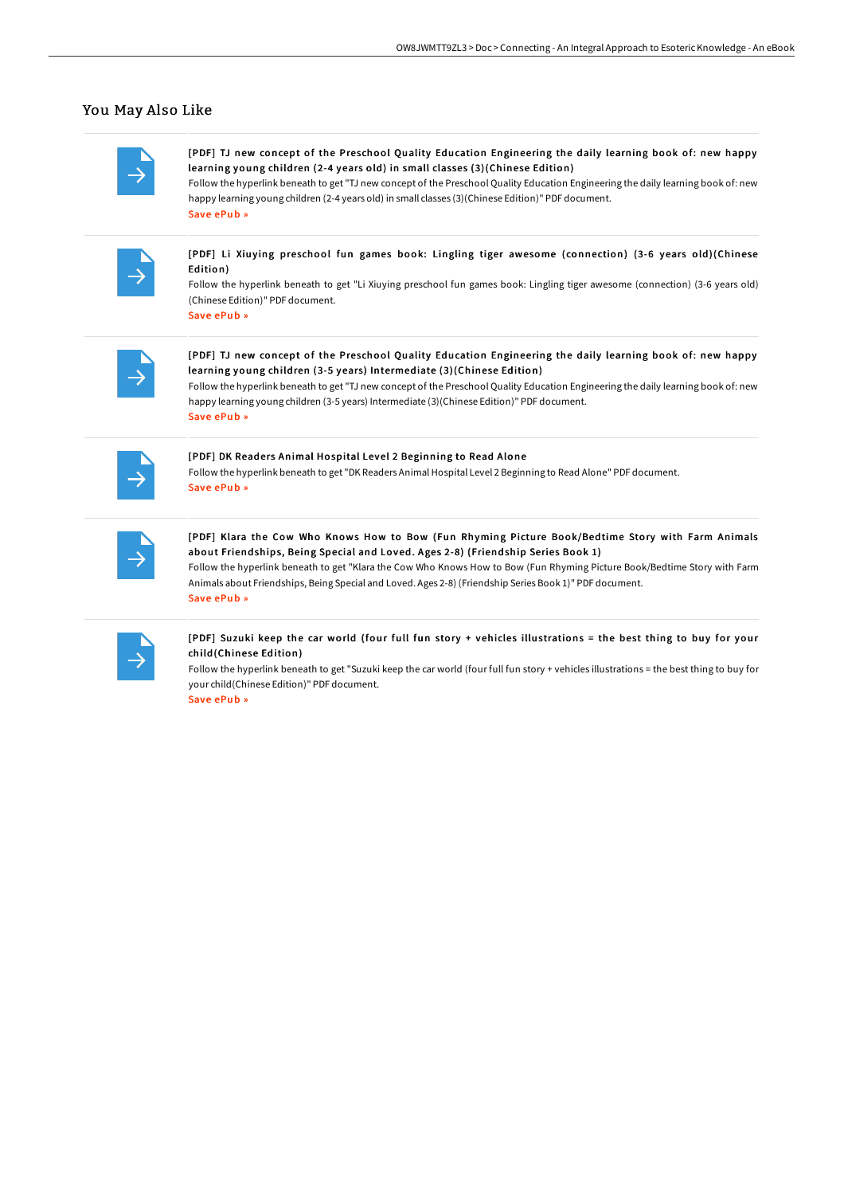## You May Also Like

**[PDF] TJ new concept of the Preschool Quality Education Engineering the daily learning book of: new happy learning young children (2-4 years old) in small classes (3)(Chinese Edition)**

Follow the hyperlink beneath to get "TJ new concept of the Preschool Quality Education Engineering the daily learning book of: new happy learning young children (2-4 years old) in small classes (3)(Chinese Edition)" PDF document.

Save ePub »

**[PDF] Li Xiuying preschool fun games book: Lingling tiger awesome (connection) (3-6 years old)(Chinese Edition)**

Follow the hyperlink beneath to get "Li Xiuying preschool fun games book: Lingling tiger awesome (connection) (3-6 years old) (Chinese Edition)" PDF document.

Save ePub »

**[PDF] TJ new concept of the Preschool Quality Education Engineering the daily learning book of: new happy learning young children (3-5 years) Intermediate (3)(Chinese Edition)**

Follow the hyperlink beneath to get "TJ new concept of the Preschool Quality Education Engineering the daily learning book of: new happy learning young children (3-5 years) Intermediate (3)(Chinese Edition)" PDF document.

Save ePub »

**[PDF] DK Readers Animal Hospital Level 2 Beginning to Read Alone**

Follow the hyperlink beneath to get "DK Readers Animal Hospital Level 2 Beginning to Read Alone" PDF document.

Save ePub »

**[PDF] Klara the Cow Who Knows How to Bow (Fun Rhyming Picture Book/Bedtime Story with Farm Animals about Friendships, Being Special and Loved. Ages 2-8) (Friendship Series Book 1)**

Follow the hyperlink beneath to get "Klara the Cow Who Knows How to Bow (Fun Rhyming Picture Book/Bedtime Story with Farm Animals about Friendships, Being Special and Loved. Ages 2-8) (Friendship Series Book 1)" PDF document.

Save ePub »

**[PDF] Suzuki keep the car world (four full fun story + vehicles illustrations = the best thing to buy for your child(Chinese Edition)**

Follow the hyperlink beneath to get "Suzuki keep the car world (four full fun story + vehicles illustrations = the best thing to buy for your child(Chinese Edition)" PDF document.

Save ePub »